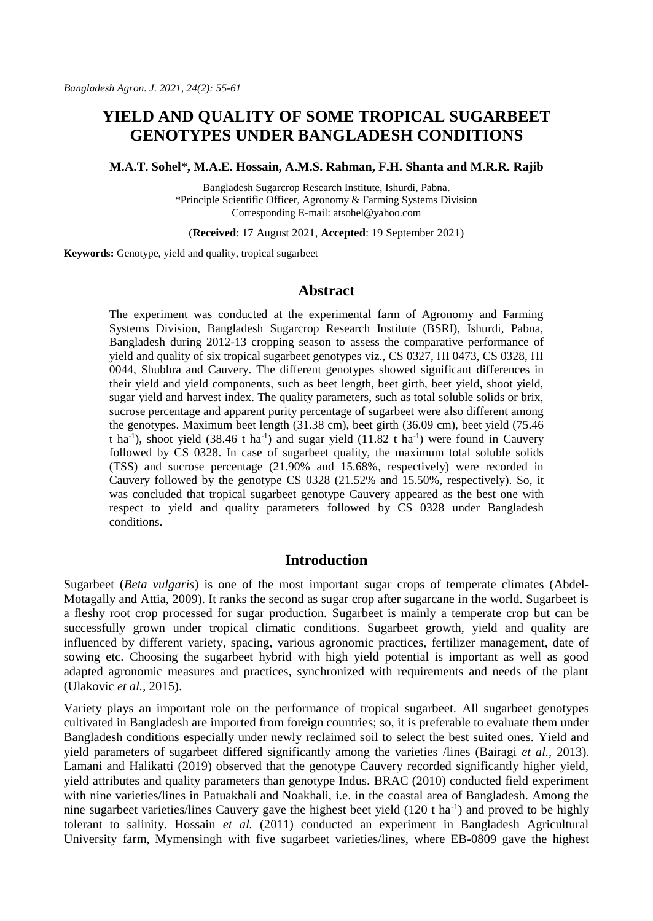# YIELD AND QUALITY OF SOME TROPICAL SUGARBEET GENOTYPES UNDER BANGLADESH CONDITIONS

**M.A.T. Sohel***, **M.A.E. Hossain, A.M.S. Rahman, F.H. Shanta and M.R.R. Rajib**

Bangladesh Sugarcrop Research Institute, Ishurdi, Pabna.
*Principle Scientific Officer, Agronomy & Farming Systems Division
Corresponding E-mail: atsohel@yahoo.com

(**Received**: 17 August 2021, **Accepted**: 19 September 2021)

**Keywords:** Genotype, yield and quality, tropical sugarbeet

## Abstract

The experiment was conducted at the experimental farm of Agronomy and Farming Systems Division, Bangladesh Sugarcrop Research Institute (BSRI), Ishurdi, Pabna, Bangladesh during 2012-13 cropping season to assess the comparative performance of yield and quality of six tropical sugarbeet genotypes viz., CS 0327, HI 0473, CS 0328, HI 0044, Shubhra and Cauvery. The different genotypes showed significant differences in their yield and yield components, such as beet length, beet girth, beet yield, shoot yield, sugar yield and harvest index. The quality parameters, such as total soluble solids or brix, sucrose percentage and apparent purity percentage of sugarbeet were also different among the genotypes. Maximum beet length (31.38 cm), beet girth (36.09 cm), beet yield (75.46 t $ha^{-1}$), shoot yield (38.46 t $ha^{-1}$) and sugar yield (11.82 t $ha^{-1}$) were found in Cauvery followed by CS 0328. In case of sugarbeet quality, the maximum total soluble solids (TSS) and sucrose percentage (21.90% and 15.68%, respectively) were recorded in Cauvery followed by the genotype CS 0328 (21.52% and 15.50%, respectively). So, it was concluded that tropical sugarbeet genotype Cauvery appeared as the best one with respect to yield and quality parameters followed by CS 0328 under Bangladesh conditions.

## Introduction

Sugarbeet (*Beta vulgaris*) is one of the most important sugar crops of temperate climates (Abdel-Motagally and Attia, 2009). It ranks the second as sugar crop after sugarcane in the world. Sugarbeet is a fleshy root crop processed for sugar production. Sugarbeet is mainly a temperate crop but can be successfully grown under tropical climatic conditions. Sugarbeet growth, yield and quality are influenced by different variety, spacing, various agronomic practices, fertilizer management, date of sowing etc. Choosing the sugarbeet hybrid with high yield potential is important as well as good adapted agronomic measures and practices, synchronized with requirements and needs of the plant (Ulakovic *et al.*, 2015).

Variety plays an important role on the performance of tropical sugarbeet. All sugarbeet genotypes cultivated in Bangladesh are imported from foreign countries; so, it is preferable to evaluate them under Bangladesh conditions especially under newly reclaimed soil to select the best suited ones. Yield and yield parameters of sugarbeet differed significantly among the varieties /lines (Bairagi *et al.*, 2013). Lamani and Halikatti (2019) observed that the genotype Cauvery recorded significantly higher yield, yield attributes and quality parameters than genotype Indus. BRAC (2010) conducted field experiment with nine varieties/lines in Patuakhali and Noakhali, i.e. in the coastal area of Bangladesh. Among the nine sugarbeet varieties/lines Cauvery gave the highest beet yield (120 t $ha^{-1}$) and proved to be highly tolerant to salinity. Hossain *et al.* (2011) conducted an experiment in Bangladesh Agricultural University farm, Mymensingh with five sugarbeet varieties/lines, where EB-0809 gave the highest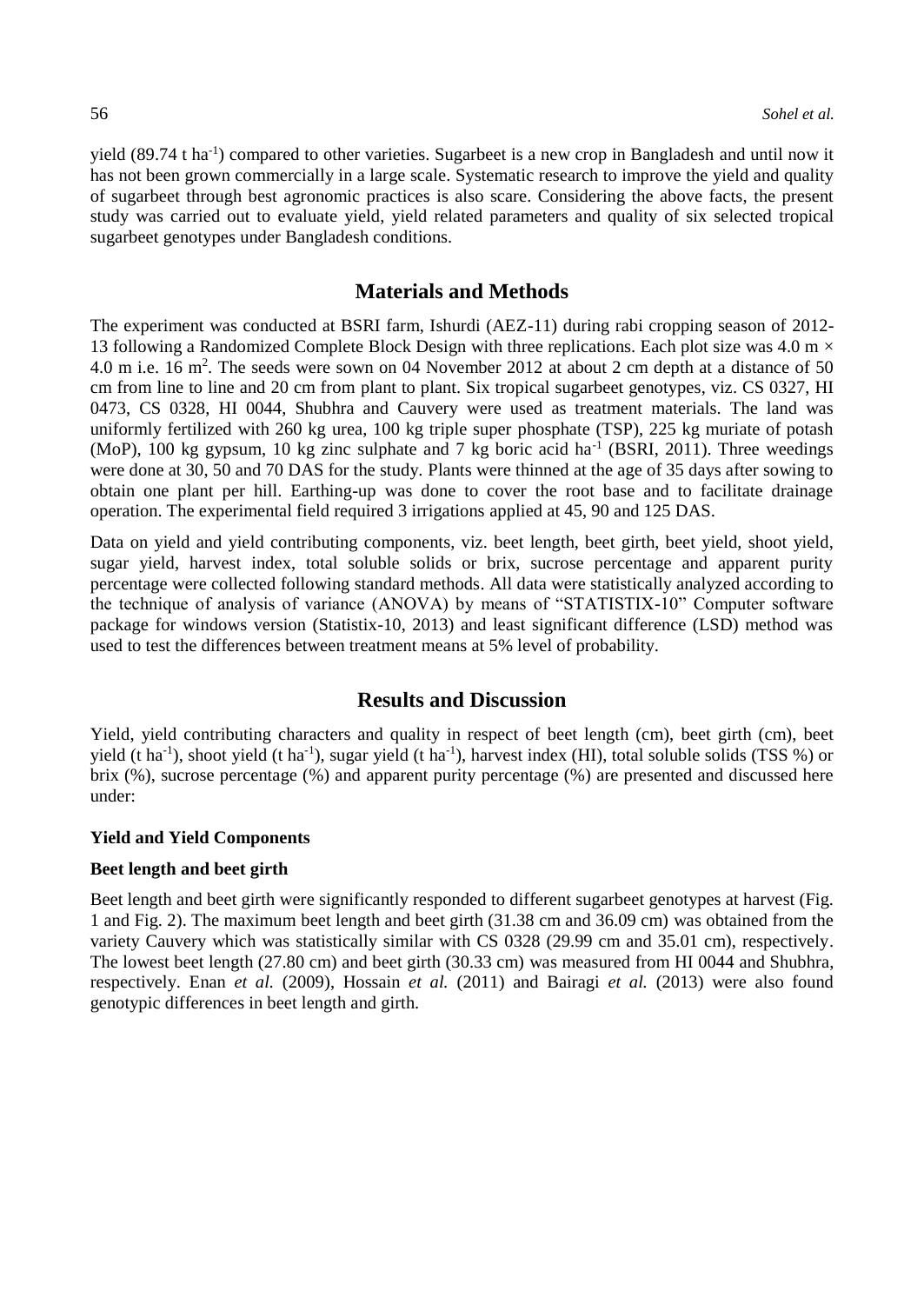yield (89.74 t ha$^{-1}$) compared to other varieties. Sugarbeet is a new crop in Bangladesh and until now it has not been grown commercially in a large scale. Systematic research to improve the yield and quality of sugarbeet through best agronomic practices is also scare. Considering the above facts, the present study was carried out to evaluate yield, yield related parameters and quality of six selected tropical sugarbeet genotypes under Bangladesh conditions.

## Materials and Methods

The experiment was conducted at BSRI farm, Ishurdi (AEZ-11) during rabi cropping season of 2012-13 following a Randomized Complete Block Design with three replications. Each plot size was 4.0 m × 4.0 m i.e. 16 m$^2$. The seeds were sown on 04 November 2012 at about 2 cm depth at a distance of 50 cm from line to line and 20 cm from plant to plant. Six tropical sugarbeet genotypes, viz. CS 0327, HI 0473, CS 0328, HI 0044, Shubhra and Cauvery were used as treatment materials. The land was uniformly fertilized with 260 kg urea, 100 kg triple super phosphate (TSP), 225 kg muriate of potash (MoP), 100 kg gypsum, 10 kg zinc sulphate and 7 kg boric acid ha$^{-1}$ (BSRI, 2011). Three weedings were done at 30, 50 and 70 DAS for the study. Plants were thinned at the age of 35 days after sowing to obtain one plant per hill. Earthing-up was done to cover the root base and to facilitate drainage operation. The experimental field required 3 irrigations applied at 45, 90 and 125 DAS.

Data on yield and yield contributing components, viz. beet length, beet girth, beet yield, shoot yield, sugar yield, harvest index, total soluble solids or brix, sucrose percentage and apparent purity percentage were collected following standard methods. All data were statistically analyzed according to the technique of analysis of variance (ANOVA) by means of "STATISTIX-10" Computer software package for windows version (Statistix-10, 2013) and least significant difference (LSD) method was used to test the differences between treatment means at 5% level of probability.

## Results and Discussion

Yield, yield contributing characters and quality in respect of beet length (cm), beet girth (cm), beet yield (t ha$^{-1}$), shoot yield (t ha$^{-1}$), sugar yield (t ha$^{-1}$), harvest index (HI), total soluble solids (TSS %) or brix (%), sucrose percentage (%) and apparent purity percentage (%) are presented and discussed here under:

### Yield and Yield Components

#### Beet length and beet girth

Beet length and beet girth were significantly responded to different sugarbeet genotypes at harvest (Fig. 1 and Fig. 2). The maximum beet length and beet girth (31.38 cm and 36.09 cm) was obtained from the variety Cauvery which was statistically similar with CS 0328 (29.99 cm and 35.01 cm), respectively. The lowest beet length (27.80 cm) and beet girth (30.33 cm) was measured from HI 0044 and Shubhra, respectively. Enan *et al.* (2009), Hossain *et al.* (2011) and Bairagi *et al.* (2013) were also found genotypic differences in beet length and girth.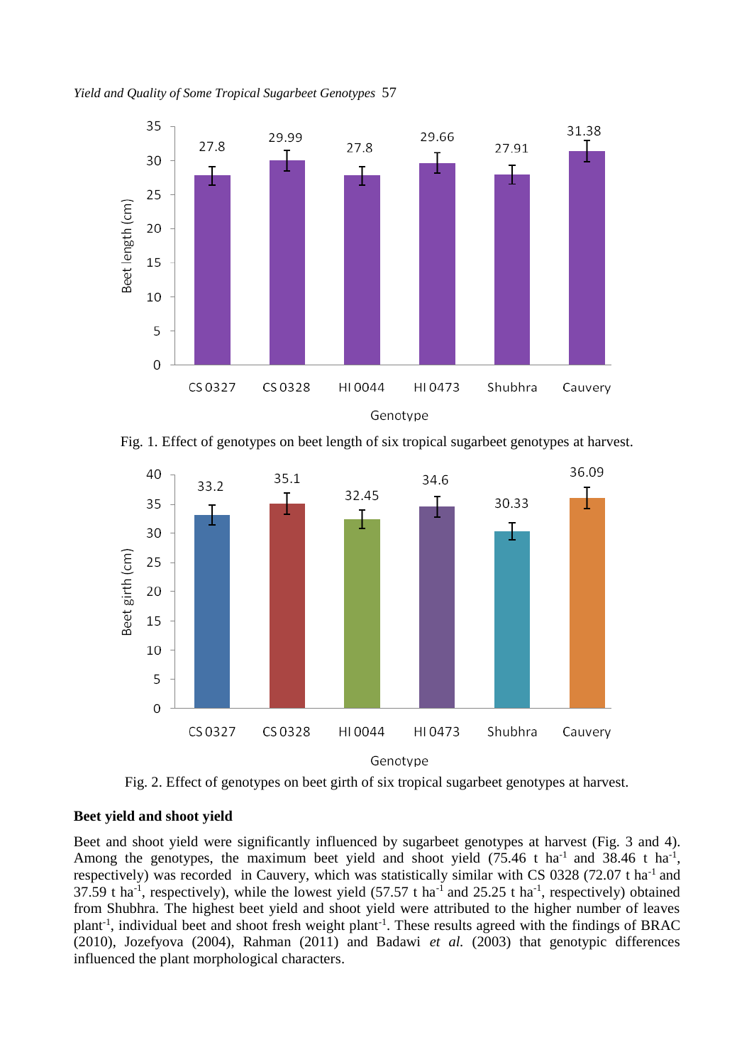Fig. 1. Effect of genotypes on beet length of six tropical sugarbeet genotypes at harvest.

Fig. 2. Effect of genotypes on beet girth of six tropical sugarbeet genotypes at harvest.

**Beet yield and shoot yield**

Beet and shoot yield were significantly influenced by sugarbeet genotypes at harvest (Fig. 3 and 4). Among the genotypes, the maximum beet yield and shoot yield (75.46 t $ha^{-1}$ and 38.46 t $ha^{-1}$, respectively) was recorded in Cauvery, which was statistically similar with CS 0328 (72.07 t $ha^{-1}$ and 37.59 t $ha^{-1}$, respectively), while the lowest yield (57.57 t $ha^{-1}$ and 25.25 t $ha^{-1}$, respectively) obtained from Shubhra. The highest beet yield and shoot yield were attributed to the higher number of leaves $plant^{-1}$, individual beet and shoot fresh weight $plant^{-1}$. These results agreed with the findings of BRAC (2010), Jozefyova (2004), Rahman (2011) and Badawi *et al.* (2003) that genotypic differences influenced the plant morphological characters.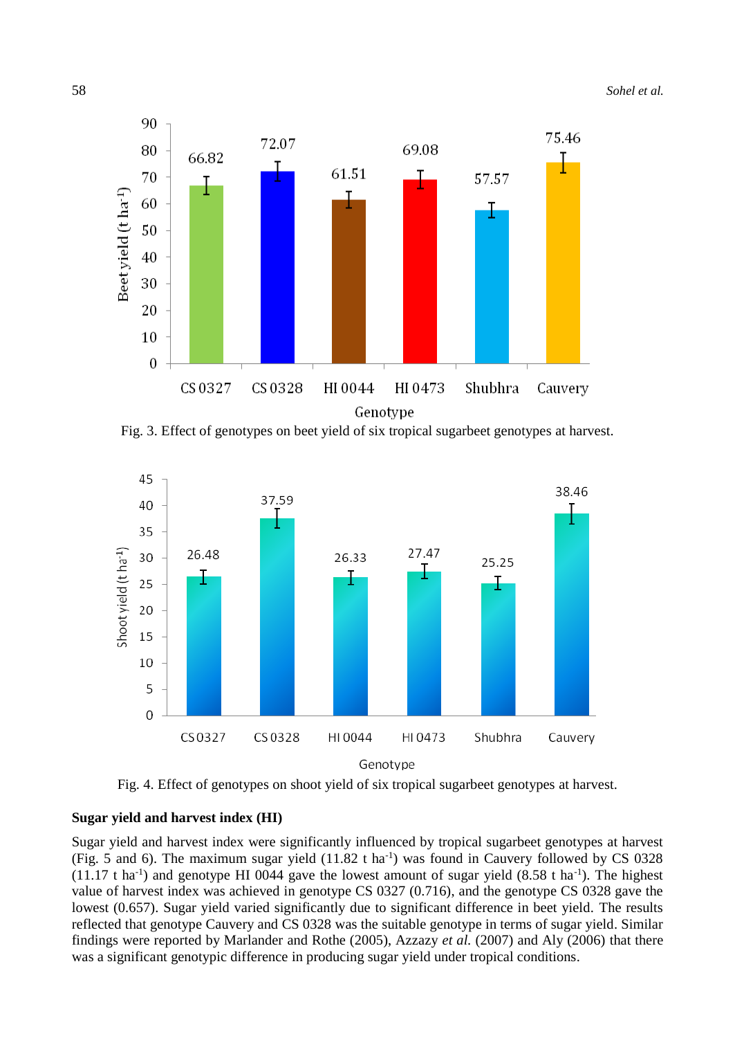Fig. 3. Effect of genotypes on beet yield of six tropical sugarbeet genotypes at harvest.

Fig. 4. Effect of genotypes on shoot yield of six tropical sugarbeet genotypes at harvest.

**Sugar yield and harvest index (HI)**

Sugar yield and harvest index were significantly influenced by tropical sugarbeet genotypes at harvest (Fig. 5 and 6). The maximum sugar yield (11.82 t ha$^{-1}$) was found in Cauvery followed by CS 0328 (11.17 t ha$^{-1}$) and genotype HI 0044 gave the lowest amount of sugar yield (8.58 t ha$^{-1}$). The highest value of harvest index was achieved in genotype CS 0327 (0.716), and the genotype CS 0328 gave the lowest (0.657). Sugar yield varied significantly due to significant difference in beet yield. The results reflected that genotype Cauvery and CS 0328 was the suitable genotype in terms of sugar yield. Similar findings were reported by Marlander and Rothe (2005), Azzazy *et al.* (2007) and Aly (2006) that there was a significant genotypic difference in producing sugar yield under tropical conditions.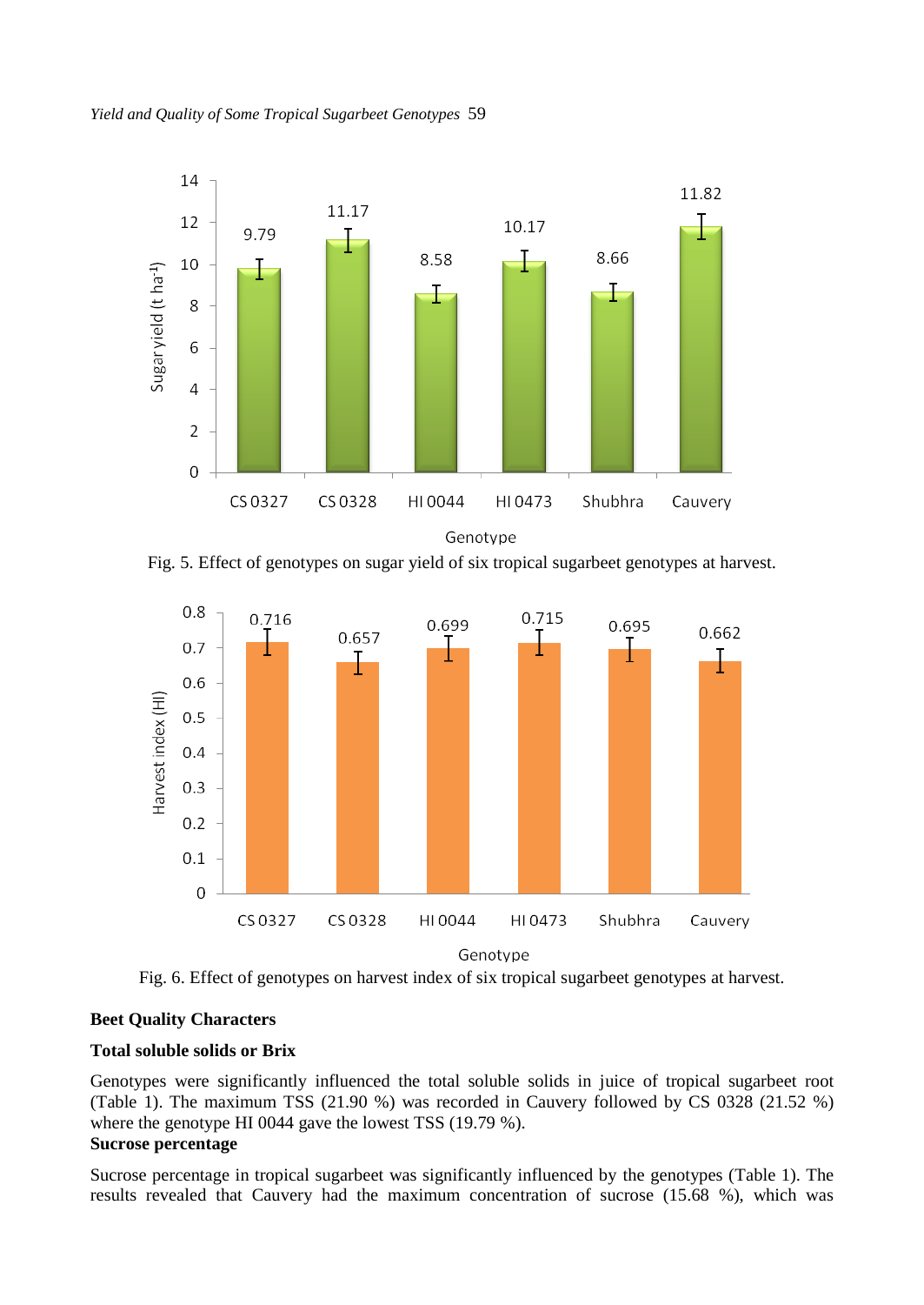Fig. 5. Effect of genotypes on sugar yield of six tropical sugarbeet genotypes at harvest.

Fig. 6. Effect of genotypes on harvest index of six tropical sugarbeet genotypes at harvest.

**Beet Quality Characters**

**Total soluble solids or Brix**

Genotypes were significantly influenced the total soluble solids in juice of tropical sugarbeet root (Table 1). The maximum TSS (21.90 %) was recorded in Cauvery followed by CS 0328 (21.52 %) where the genotype HI 0044 gave the lowest TSS (19.79 %).

**Sucrose percentage**

Sucrose percentage in tropical sugarbeet was significantly influenced by the genotypes (Table 1). The results revealed that Cauvery had the maximum concentration of sucrose (15.68 %), which was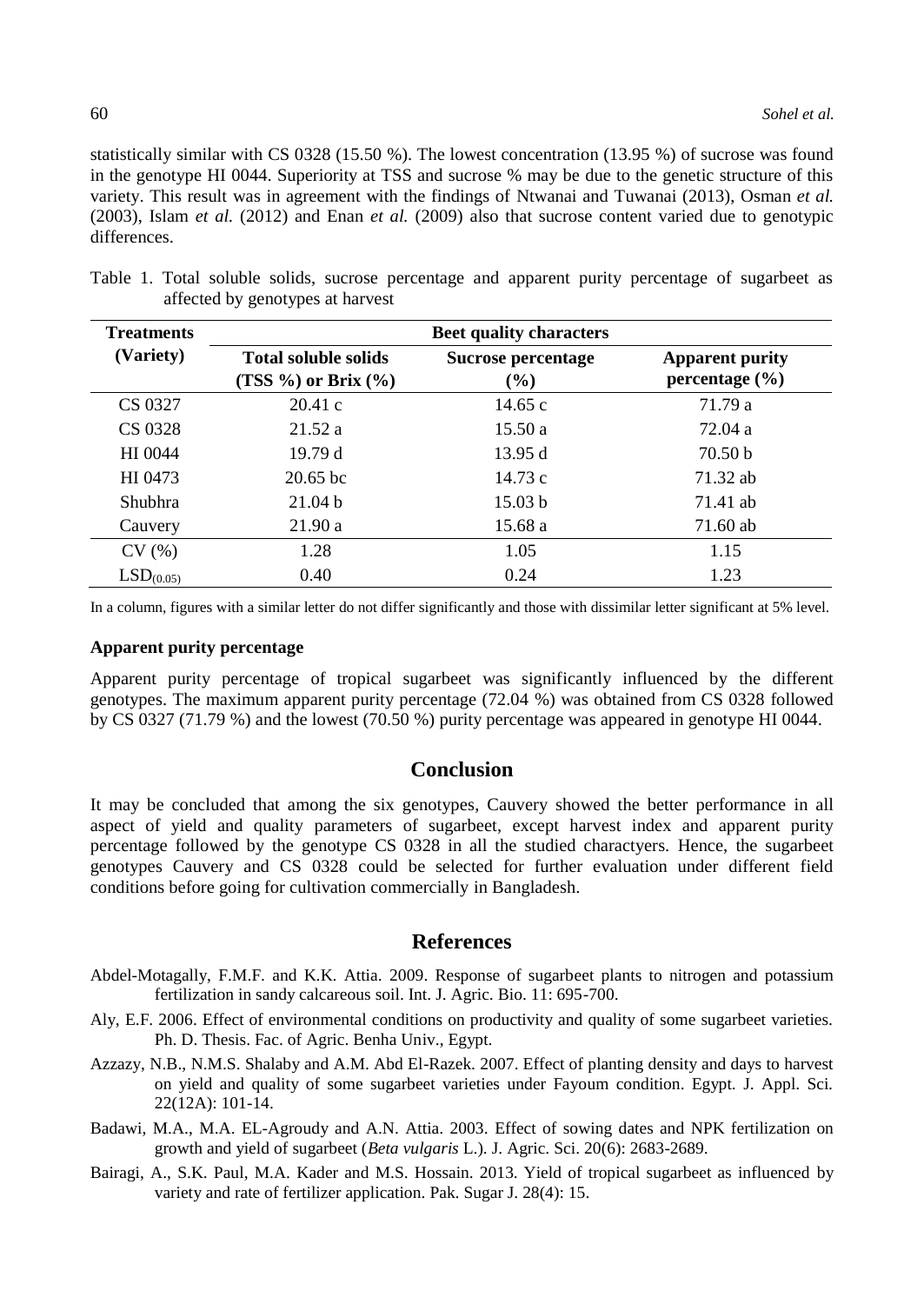statistically similar with CS 0328 (15.50 %). The lowest concentration (13.95 %) of sucrose was found in the genotype HI 0044. Superiority at TSS and sucrose % may be due to the genetic structure of this variety. This result was in agreement with the findings of Ntwanai and Tuwanai (2013), Osman *et al.* (2003), Islam *et al.* (2012) and Enan *et al.* (2009) also that sucrose content varied due to genotypic differences.

Table 1. Total soluble solids, sucrose percentage and apparent purity percentage of sugarbeet as affected by genotypes at harvest

| Treatments (Variety) | Beet quality characters | | |
|---|---|---|---|
| | Total soluble solids (TSS %) or Brix (%) | Sucrose percentage (%) | Apparent purity percentage (%) |
| CS 0327 | 20.41 c | 14.65 c | 71.79 a |
| CS 0328 | 21.52 a | 15.50 a | 72.04 a |
| HI 0044 | 19.79 d | 13.95 d | 70.50 b |
| HI 0473 | 20.65 bc | 14.73 c | 71.32 ab |
| Shubhra | 21.04 b | 15.03 b | 71.41 ab |
| Cauvery | 21.90 a | 15.68 a | 71.60 ab |
| CV (%) | 1.28 | 1.05 | 1.15 |
| $LSD_{(0.05)}$ | 0.40 | 0.24 | 1.23 |

In a column, figures with a similar letter do not differ significantly and those with dissimilar letter significant at 5% level.

**Apparent purity percentage**

Apparent purity percentage of tropical sugarbeet was significantly influenced by the different genotypes. The maximum apparent purity percentage (72.04 %) was obtained from CS 0328 followed by CS 0327 (71.79 %) and the lowest (70.50 %) purity percentage was appeared in genotype HI 0044.

## Conclusion

It may be concluded that among the six genotypes, Cauvery showed the better performance in all aspect of yield and quality parameters of sugarbeet, except harvest index and apparent purity percentage followed by the genotype CS 0328 in all the studied charactyers. Hence, the sugarbeet genotypes Cauvery and CS 0328 could be selected for further evaluation under different field conditions before going for cultivation commercially in Bangladesh.

## References

Abdel-Motagally, F.M.F. and K.K. Attia. 2009. Response of sugarbeet plants to nitrogen and potassium fertilization in sandy calcareous soil. Int. J. Agric. Bio. 11: 695-700.

Aly, E.F. 2006. Effect of environmental conditions on productivity and quality of some sugarbeet varieties. Ph. D. Thesis. Fac. of Agric. Benha Univ., Egypt.

Azzazy, N.B., N.M.S. Shalaby and A.M. Abd El-Razek. 2007. Effect of planting density and days to harvest on yield and quality of some sugarbeet varieties under Fayoum condition. Egypt. J. Appl. Sci. 22(12A): 101-14.

Badawi, M.A., M.A. EL-Agroudy and A.N. Attia. 2003. Effect of sowing dates and NPK fertilization on growth and yield of sugarbeet (*Beta vulgaris* L.). J. Agric. Sci. 20(6): 2683-2689.

Bairagi, A., S.K. Paul, M.A. Kader and M.S. Hossain. 2013. Yield of tropical sugarbeet as influenced by variety and rate of fertilizer application. Pak. Sugar J. 28(4): 15.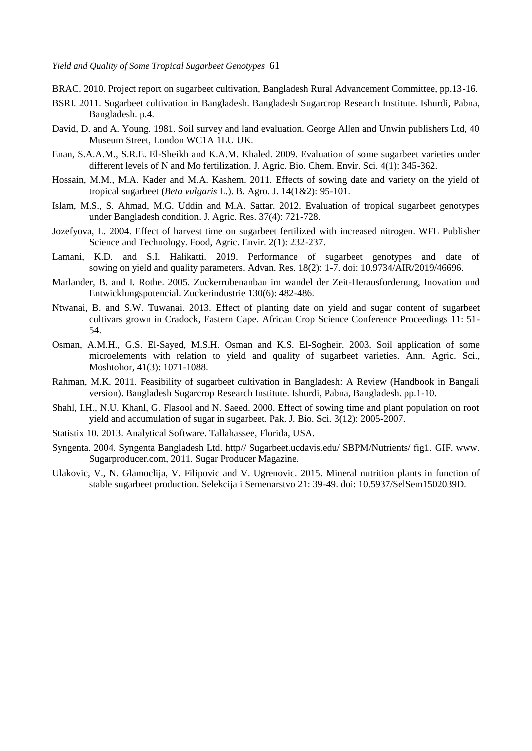BRAC. 2010. Project report on sugarbeet cultivation, Bangladesh Rural Advancement Committee, pp.13-16.

BSRI. 2011. Sugarbeet cultivation in Bangladesh. Bangladesh Sugarcrop Research Institute. Ishurdi, Pabna, Bangladesh. p.4.

David, D. and A. Young. 1981. Soil survey and land evaluation. George Allen and Unwin publishers Ltd, 40 Museum Street, London WC1A 1LU UK.

Enan, S.A.A.M., S.R.E. El-Sheikh and K.A.M. Khaled. 2009. Evaluation of some sugarbeet varieties under different levels of N and Mo fertilization. J. Agric. Bio. Chem. Envir. Sci. 4(1): 345-362.

Hossain, M.M., M.A. Kader and M.A. Kashem. 2011. Effects of sowing date and variety on the yield of tropical sugarbeet (*Beta vulgaris* L.). B. Agro. J. 14(1&2): 95-101.

Islam, M.S., S. Ahmad, M.G. Uddin and M.A. Sattar. 2012. Evaluation of tropical sugarbeet genotypes under Bangladesh condition. J. Agric. Res. 37(4): 721-728.

Jozefyova, L. 2004. Effect of harvest time on sugarbeet fertilized with increased nitrogen. WFL Publisher Science and Technology. Food, Agric. Envir. 2(1): 232-237.

Lamani, K.D. and S.I. Halikatti. 2019. Performance of sugarbeet genotypes and date of sowing on yield and quality parameters. Advan. Res. 18(2): 1-7. doi: 10.9734/AIR/2019/46696.

Marlander, B. and I. Rothe. 2005. Zuckerrubenanbau im wandel der Zeit-Herausforderung, Inovation und Entwicklungspotencial. Zuckerindustrie 130(6): 482-486.

Ntwanai, B. and S.W. Tuwanai. 2013. Effect of planting date on yield and sugar content of sugarbeet cultivars grown in Cradock, Eastern Cape. African Crop Science Conference Proceedings 11: 51-54.

Osman, A.M.H., G.S. El-Sayed, M.S.H. Osman and K.S. El-Sogheir. 2003. Soil application of some microelements with relation to yield and quality of sugarbeet varieties. Ann. Agric. Sci., Moshtohor, 41(3): 1071-1088.

Rahman, M.K. 2011. Feasibility of sugarbeet cultivation in Bangladesh: A Review (Handbook in Bangali version). Bangladesh Sugarcrop Research Institute. Ishurdi, Pabna, Bangladesh. pp.1-10.

Shahl, I.H., N.U. Khanl, G. Flasool and N. Saeed. 2000. Effect of sowing time and plant population on root yield and accumulation of sugar in sugarbeet. Pak. J. Bio. Sci. 3(12): 2005-2007.

Statistix 10. 2013. Analytical Software. Tallahassee, Florida, USA.

Syngenta. 2004. Syngenta Bangladesh Ltd. http// Sugarbeet.ucdavis.edu/ SBPM/Nutrients/ fig1. GIF. www. Sugarproducer.com, 2011. Sugar Producer Magazine.

Ulakovic, V., N. Glamoclija, V. Filipovic and V. Ugrenovic. 2015. Mineral nutrition plants in function of stable sugarbeet production. Selekcija i Semenarstvo 21: 39-49. doi: 10.5937/SelSem1502039D.